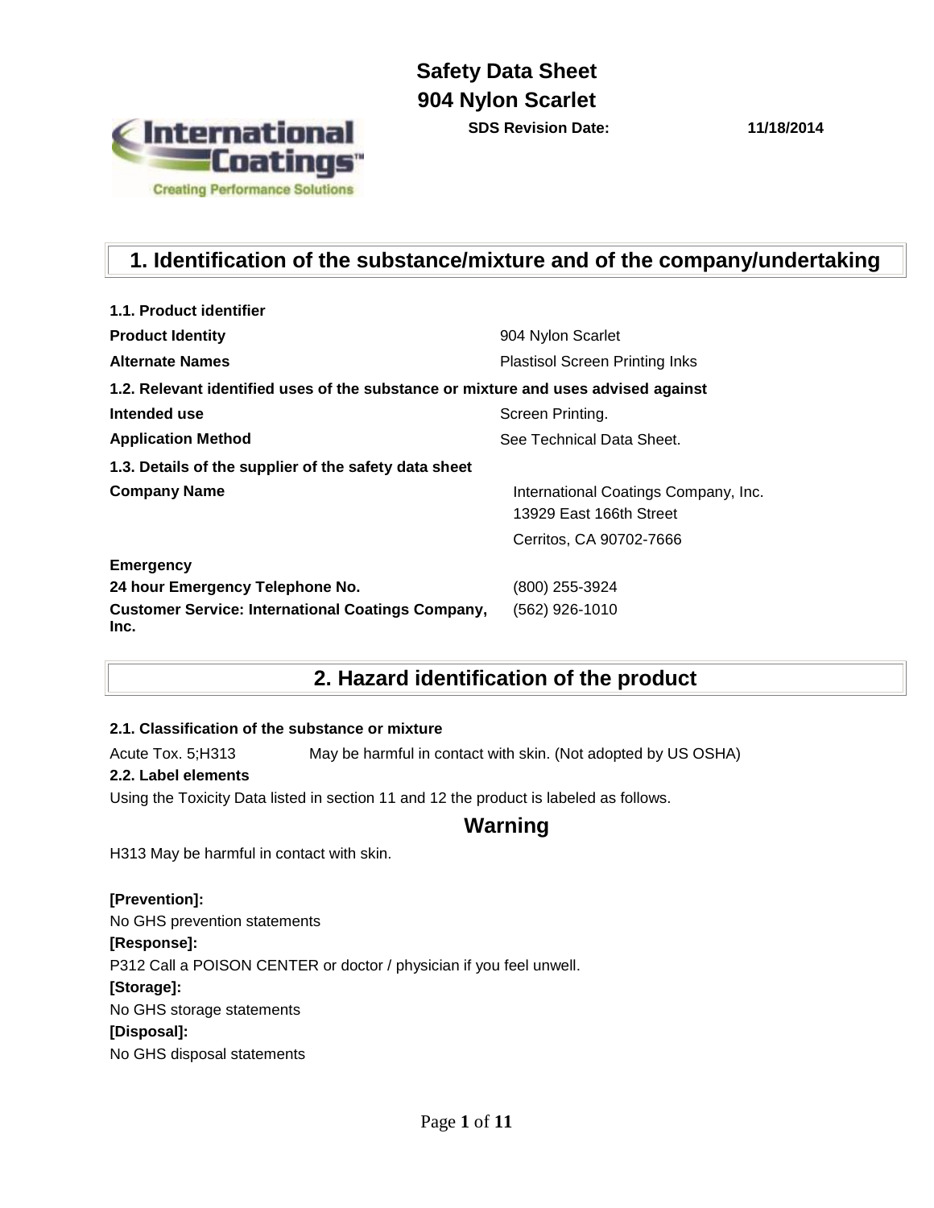# Safety Data Sheet
# 904 Nylon Scarlet

**SDS Revision Date:** **11/18/2014**

## 1. Identification of the substance/mixture and of the company/undertaking

**1.1. Product identifier**

| | |
|---|---|
| **Product Identity** | 904 Nylon Scarlet |
| **Alternate Names** | Plastisol Screen Printing Inks |

**1.2. Relevant identified uses of the substance or mixture and uses advised against**

| | |
|---|---|
| **Intended use** | Screen Printing. |
| **Application Method** | See Technical Data Sheet. |

**1.3. Details of the supplier of the safety data sheet**

| | |
|---|---|
| **Company Name** | International Coatings Company, Inc.<br>13929 East 166th Street<br>Cerritos, CA 90702-7666 |

**Emergency**

| | |
|---|---|
| **24 hour Emergency Telephone No.** | (800) 255-3924 |
| **Customer Service: International Coatings Company, Inc.** | (562) 926-1010 |

## 2. Hazard identification of the product

**2.1. Classification of the substance or mixture**

Acute Tox. 5;H313 May be harmful in contact with skin. (Not adopted by US OSHA)

**2.2. Label elements**

Using the Toxicity Data listed in section 11 and 12 the product is labeled as follows.

### Warning

H313 May be harmful in contact with skin.

**[Prevention]:**

No GHS prevention statements

**[Response]:**

P312 Call a POISON CENTER or doctor / physician if you feel unwell.

**[Storage]:**

No GHS storage statements

**[Disposal]:**

No GHS disposal statements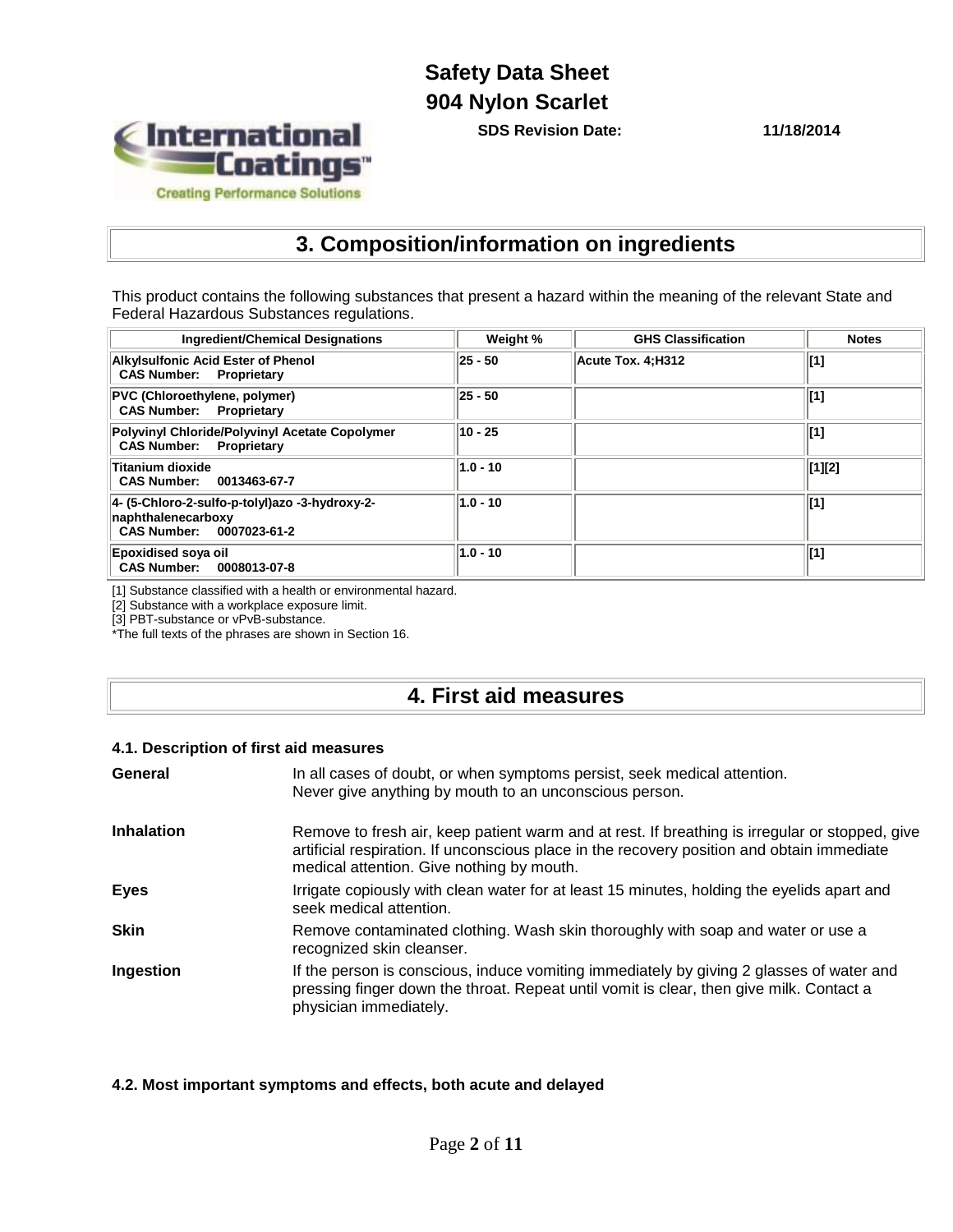## 3. Composition/information on ingredients

This product contains the following substances that present a hazard within the meaning of the relevant State and Federal Hazardous Substances regulations.

| Ingredient/Chemical Designations | Weight % | GHS Classification | Notes |
|---|---|---|---|
| **Alkylsulfonic Acid Ester of Phenol**<br>**CAS Number: Proprietary** | 25 - 50 | Acute Tox. 4;H312 | [1] |
| **PVC (Chloroethylene, polymer)**<br>**CAS Number: Proprietary** | 25 - 50 | | [1] |
| **Polyvinyl Chloride/Polyvinyl Acetate Copolymer**<br>**CAS Number: Proprietary** | 10 - 25 | | [1] |
| **Titanium dioxide**<br>**CAS Number: 0013463-67-7** | 1.0 - 10 | | [1][2] |
| **4- (5-Chloro-2-sulfo-p-tolyl)azo -3-hydroxy-2-naphthalenecarboxy**<br>**CAS Number: 0007023-61-2** | 1.0 - 10 | | [1] |
| **Epoxidised soya oil**<br>**CAS Number: 0008013-07-8** | 1.0 - 10 | | [1] |

[1] Substance classified with a health or environmental hazard.
[2] Substance with a workplace exposure limit.
[3] PBT-substance or vPvB-substance.
*The full texts of the phrases are shown in Section 16.

## 4. First aid measures

### 4.1. Description of first aid measures

**General** In all cases of doubt, or when symptoms persist, seek medical attention. Never give anything by mouth to an unconscious person.

**Inhalation** Remove to fresh air, keep patient warm and at rest. If breathing is irregular or stopped, give artificial respiration. If unconscious place in the recovery position and obtain immediate medical attention. Give nothing by mouth.

**Eyes** Irrigate copiously with clean water for at least 15 minutes, holding the eyelids apart and seek medical attention.

**Skin** Remove contaminated clothing. Wash skin thoroughly with soap and water or use a recognized skin cleanser.

**Ingestion** If the person is conscious, induce vomiting immediately by giving 2 glasses of water and pressing finger down the throat. Repeat until vomit is clear, then give milk. Contact a physician immediately.

### 4.2. Most important symptoms and effects, both acute and delayed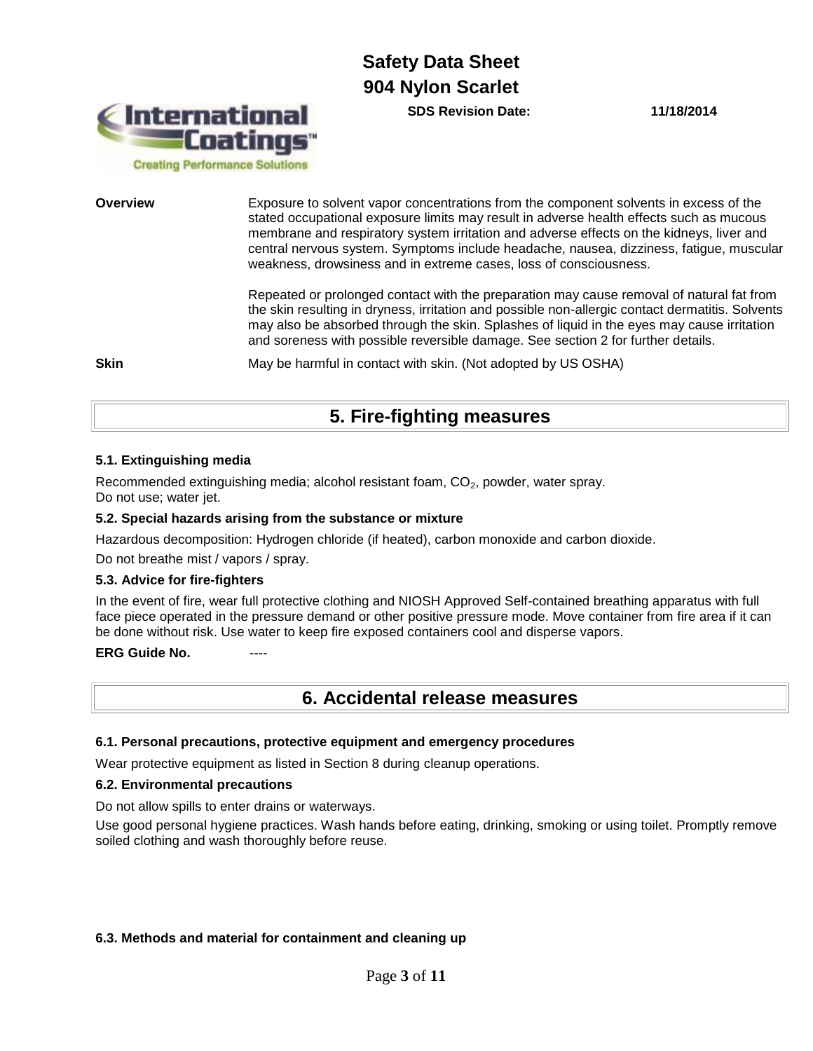**Overview**

Exposure to solvent vapor concentrations from the component solvents in excess of the stated occupational exposure limits may result in adverse health effects such as mucous membrane and respiratory system irritation and adverse effects on the kidneys, liver and central nervous system. Symptoms include headache, nausea, dizziness, fatigue, muscular weakness, drowsiness and in extreme cases, loss of consciousness.

Repeated or prolonged contact with the preparation may cause removal of natural fat from the skin resulting in dryness, irritation and possible non-allergic contact dermatitis. Solvents may also be absorbed through the skin. Splashes of liquid in the eyes may cause irritation and soreness with possible reversible damage. See section 2 for further details.

**Skin**

May be harmful in contact with skin. (Not adopted by US OSHA)

## 5. Fire-fighting measures

### 5.1. Extinguishing media

Recommended extinguishing media; alcohol resistant foam, $CO_2$, powder, water spray.
Do not use; water jet.

### 5.2. Special hazards arising from the substance or mixture

Hazardous decomposition: Hydrogen chloride (if heated), carbon monoxide and carbon dioxide.

Do not breathe mist / vapors / spray.

### 5.3. Advice for fire-fighters

In the event of fire, wear full protective clothing and NIOSH Approved Self-contained breathing apparatus with full face piece operated in the pressure demand or other positive pressure mode. Move container from fire area if it can be done without risk. Use water to keep fire exposed containers cool and disperse vapors.

**ERG Guide No.** ----

## 6. Accidental release measures

### 6.1. Personal precautions, protective equipment and emergency procedures

Wear protective equipment as listed in Section 8 during cleanup operations.

### 6.2. Environmental precautions

Do not allow spills to enter drains or waterways.

Use good personal hygiene practices. Wash hands before eating, drinking, smoking or using toilet. Promptly remove soiled clothing and wash thoroughly before reuse.

### 6.3. Methods and material for containment and cleaning up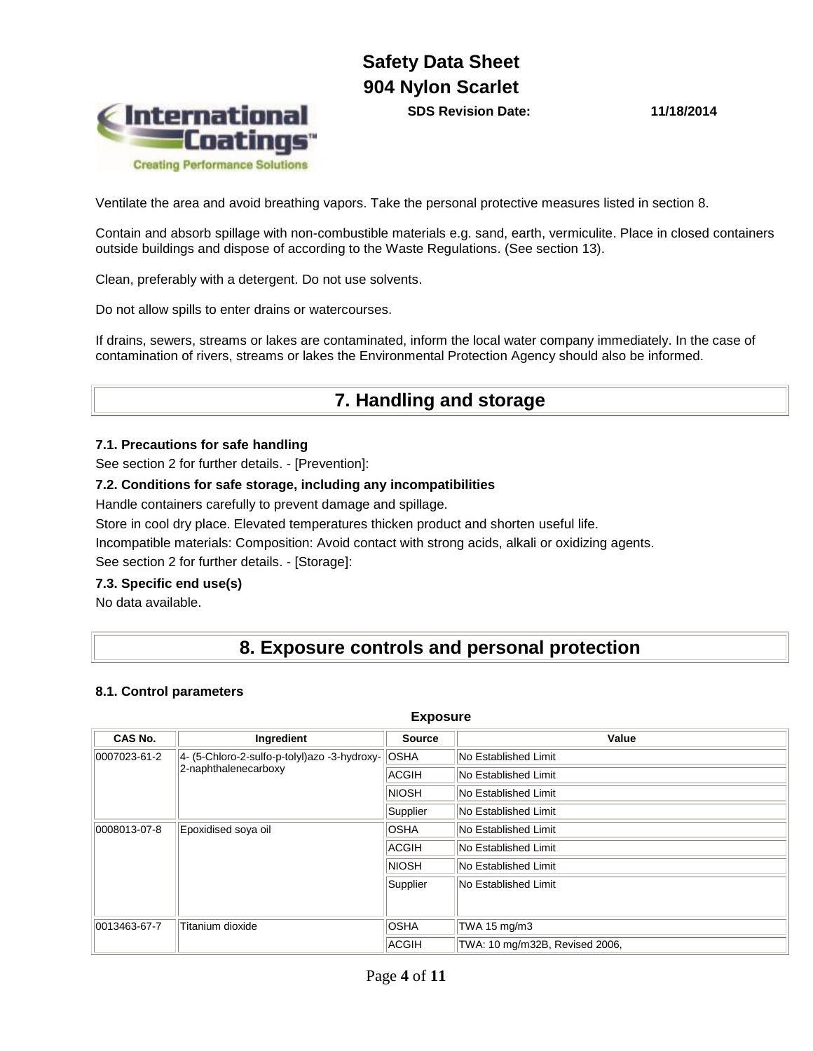Ventilate the area and avoid breathing vapors. Take the personal protective measures listed in section 8.

Contain and absorb spillage with non-combustible materials e.g. sand, earth, vermiculite. Place in closed containers outside buildings and dispose of according to the Waste Regulations. (See section 13).

Clean, preferably with a detergent. Do not use solvents.

Do not allow spills to enter drains or watercourses.

If drains, sewers, streams or lakes are contaminated, inform the local water company immediately. In the case of contamination of rivers, streams or lakes the Environmental Protection Agency should also be informed.

# 7. Handling and storage

### 7.1. Precautions for safe handling

See section 2 for further details. - [Prevention]:

### 7.2. Conditions for safe storage, including any incompatibilities

Handle containers carefully to prevent damage and spillage.

Store in cool dry place. Elevated temperatures thicken product and shorten useful life.

Incompatible materials: Composition: Avoid contact with strong acids, alkali or oxidizing agents.

See section 2 for further details. - [Storage]:

### 7.3. Specific end use(s)

No data available.

# 8. Exposure controls and personal protection

### 8.1. Control parameters

**Exposure**

| CAS No. | Ingredient | Source | Value |
|---|---|---|---|
| 0007023-61-2 | 4- (5-Chloro-2-sulfo-p-tolyl)azo -3-hydroxy-2-naphthalenecarboxy | OSHA | No Established Limit |
| | | ACGIH | No Established Limit |
| | | NIOSH | No Established Limit |
| | | Supplier | No Established Limit |
| 0008013-07-8 | Epoxidised soya oil | OSHA | No Established Limit |
| | | ACGIH | No Established Limit |
| | | NIOSH | No Established Limit |
| | | Supplier | No Established Limit |
| 0013463-67-7 | Titanium dioxide | OSHA | TWA 15 mg/m3 |
| | | ACGIH | TWA: 10 mg/m32B, Revised 2006, |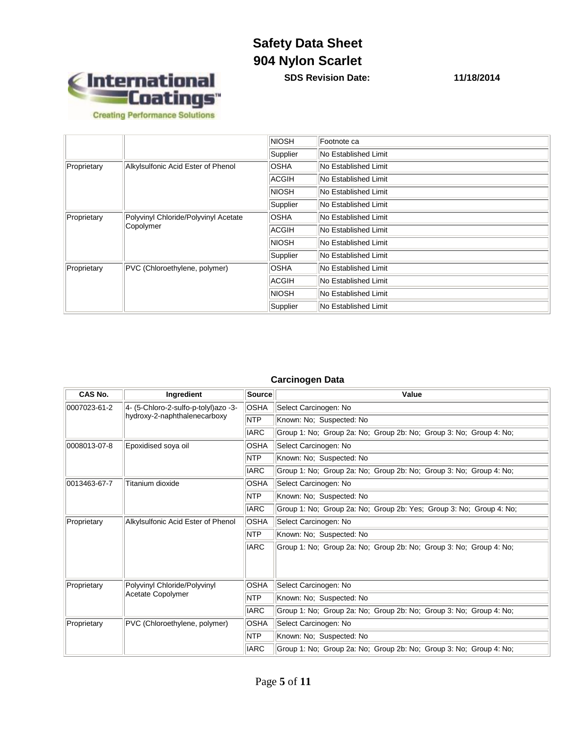| | | NIOSH | Footnote ca |
|---|---|---|---|
| | | Supplier | No Established Limit |
| Proprietary | Alkylsulfonic Acid Ester of Phenol | OSHA | No Established Limit |
| | | ACGIH | No Established Limit |
| | | NIOSH | No Established Limit |
| | | Supplier | No Established Limit |
| Proprietary | Polyvinyl Chloride/Polyvinyl Acetate Copolymer | OSHA | No Established Limit |
| | | ACGIH | No Established Limit |
| | | NIOSH | No Established Limit |
| | | Supplier | No Established Limit |
| Proprietary | PVC (Chloroethylene, polymer) | OSHA | No Established Limit |
| | | ACGIH | No Established Limit |
| | | NIOSH | No Established Limit |
| | | Supplier | No Established Limit |

### Carcinogen Data

| CAS No. | Ingredient | Source | Value |
|---|---|---|---|
| 0007023-61-2 | 4- (5-Chloro-2-sulfo-p-tolyl)azo -3-hydroxy-2-naphthalenecarboxy | OSHA | Select Carcinogen: No |
| | | NTP | Known: No; Suspected: No |
| | | IARC | Group 1: No; Group 2a: No; Group 2b: No; Group 3: No; Group 4: No; |
| 0008013-07-8 | Epoxidised soya oil | OSHA | Select Carcinogen: No |
| | | NTP | Known: No; Suspected: No |
| | | IARC | Group 1: No; Group 2a: No; Group 2b: No; Group 3: No; Group 4: No; |
| 0013463-67-7 | Titanium dioxide | OSHA | Select Carcinogen: No |
| | | NTP | Known: No; Suspected: No |
| | | IARC | Group 1: No; Group 2a: No; Group 2b: Yes; Group 3: No; Group 4: No; |
| Proprietary | Alkylsulfonic Acid Ester of Phenol | OSHA | Select Carcinogen: No |
| | | NTP | Known: No; Suspected: No |
| | | IARC | Group 1: No; Group 2a: No; Group 2b: No; Group 3: No; Group 4: No; |
| Proprietary | Polyvinyl Chloride/Polyvinyl Acetate Copolymer | OSHA | Select Carcinogen: No |
| | | NTP | Known: No; Suspected: No |
| | | IARC | Group 1: No; Group 2a: No; Group 2b: No; Group 3: No; Group 4: No; |
| Proprietary | PVC (Chloroethylene, polymer) | OSHA | Select Carcinogen: No |
| | | NTP | Known: No; Suspected: No |
| | | IARC | Group 1: No; Group 2a: No; Group 2b: No; Group 3: No; Group 4: No; |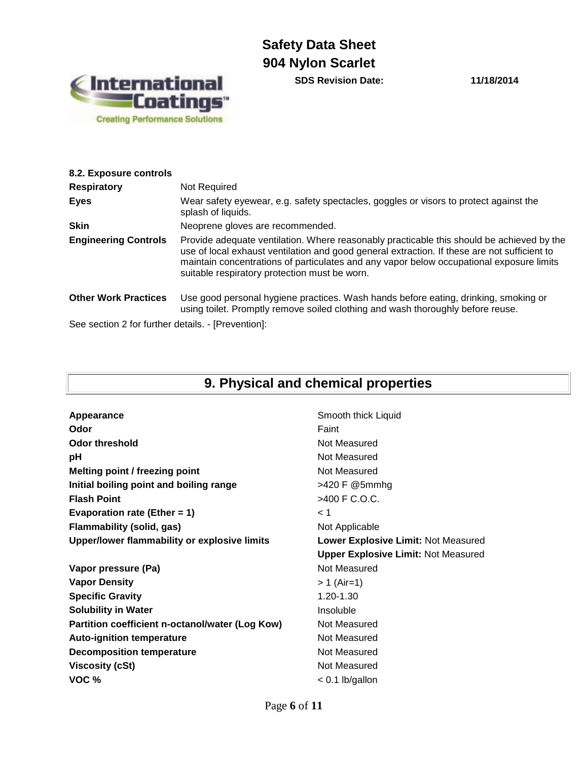**8.2. Exposure controls**

| | |
|---|---|
| **Respiratory** | Not Required |
| **Eyes** | Wear safety eyewear, e.g. safety spectacles, goggles or visors to protect against the splash of liquids. |
| **Skin** | Neoprene gloves are recommended. |
| **Engineering Controls** | Provide adequate ventilation. Where reasonably practicable this should be achieved by the use of local exhaust ventilation and good general extraction. If these are not sufficient to maintain concentrations of particulates and any vapor below occupational exposure limits suitable respiratory protection must be worn. |
| **Other Work Practices** | Use good personal hygiene practices. Wash hands before eating, drinking, smoking or using toilet. Promptly remove soiled clothing and wash thoroughly before reuse. |

See section 2 for further details. - [Prevention]:

## 9. Physical and chemical properties

| | |
|---|---|
| **Appearance** | Smooth thick Liquid |
| **Odor** | Faint |
| **Odor threshold** | Not Measured |
| **pH** | Not Measured |
| **Melting point / freezing point** | Not Measured |
| **Initial boiling point and boiling range** | >420 F @5mmhg |
| **Flash Point** | >400 F C.O.C. |
| **Evaporation rate (Ether = 1)** | < 1 |
| **Flammability (solid, gas)** | Not Applicable |
| **Upper/lower flammability or explosive limits** | **Lower Explosive Limit:** Not Measured<br>**Upper Explosive Limit:** Not Measured |
| **Vapor pressure (Pa)** | Not Measured |
| **Vapor Density** | > 1 (Air=1) |
| **Specific Gravity** | 1.20-1.30 |
| **Solubility in Water** | Insoluble |
| **Partition coefficient n-octanol/water (Log Kow)** | Not Measured |
| **Auto-ignition temperature** | Not Measured |
| **Decomposition temperature** | Not Measured |
| **Viscosity (cSt)** | Not Measured |
| **VOC %** | < 0.1 lb/gallon |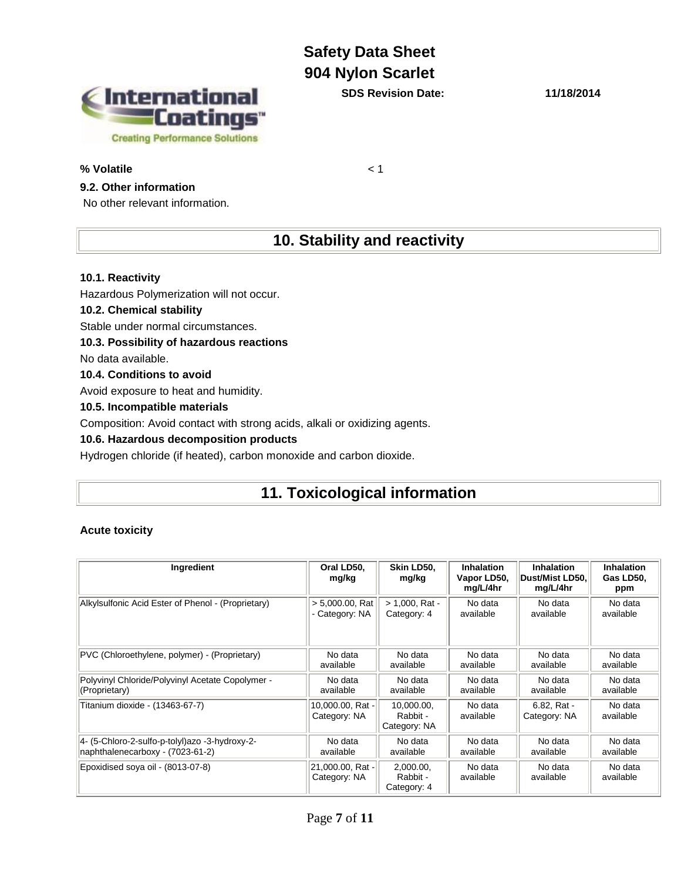**% Volatile** < 1

### 9.2. Other information

No other relevant information.

## 10. Stability and reactivity

### 10.1. Reactivity

Hazardous Polymerization will not occur.

### 10.2. Chemical stability

Stable under normal circumstances.

### 10.3. Possibility of hazardous reactions

No data available.

### 10.4. Conditions to avoid

Avoid exposure to heat and humidity.

### 10.5. Incompatible materials

Composition: Avoid contact with strong acids, alkali or oxidizing agents.

### 10.6. Hazardous decomposition products

Hydrogen chloride (if heated), carbon monoxide and carbon dioxide.

## 11. Toxicological information

**Acute toxicity**

| Ingredient | Oral LD50, mg/kg | Skin LD50, mg/kg | Inhalation Vapor LD50, mg/L/4hr | Inhalation Dust/Mist LD50, mg/L/4hr | Inhalation Gas LD50, ppm |
|---|---|---|---|---|---|
| Alkylsulfonic Acid Ester of Phenol - (Proprietary) | > 5,000.00, Rat - Category: NA | > 1,000, Rat - Category: 4 | No data available | No data available | No data available |
| PVC (Chloroethylene, polymer) - (Proprietary) | No data available | No data available | No data available | No data available | No data available |
| Polyvinyl Chloride/Polyvinyl Acetate Copolymer - (Proprietary) | No data available | No data available | No data available | No data available | No data available |
| Titanium dioxide - (13463-67-7) | 10,000.00, Rat - Category: NA | 10,000.00, Rabbit - Category: NA | No data available | 6.82, Rat - Category: NA | No data available |
| 4- (5-Chloro-2-sulfo-p-tolyl)azo -3-hydroxy-2-naphthalenecarboxy - (7023-61-2) | No data available | No data available | No data available | No data available | No data available |
| Epoxidised soya oil - (8013-07-8) | 21,000.00, Rat - Category: NA | 2,000.00, Rabbit - Category: 4 | No data available | No data available | No data available |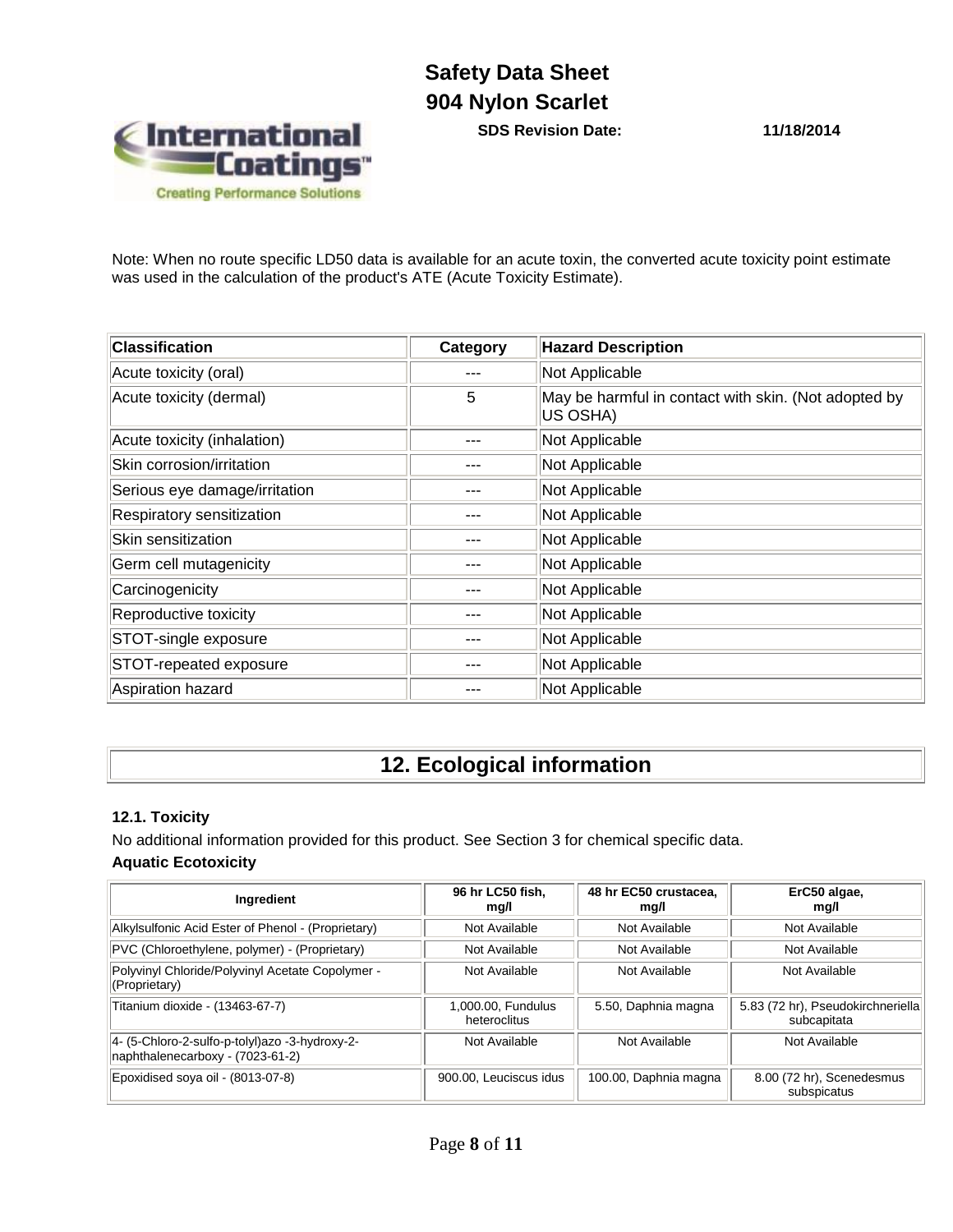Note: When no route specific LD50 data is available for an acute toxin, the converted acute toxicity point estimate was used in the calculation of the product's ATE (Acute Toxicity Estimate).

| Classification | Category | Hazard Description |
|---|---|---|
| Acute toxicity (oral) | --- | Not Applicable |
| Acute toxicity (dermal) | 5 | May be harmful in contact with skin. (Not adopted by US OSHA) |
| Acute toxicity (inhalation) | --- | Not Applicable |
| Skin corrosion/irritation | --- | Not Applicable |
| Serious eye damage/irritation | --- | Not Applicable |
| Respiratory sensitization | --- | Not Applicable |
| Skin sensitization | --- | Not Applicable |
| Germ cell mutagenicity | --- | Not Applicable |
| Carcinogenicity | --- | Not Applicable |
| Reproductive toxicity | --- | Not Applicable |
| STOT-single exposure | --- | Not Applicable |
| STOT-repeated exposure | --- | Not Applicable |
| Aspiration hazard | --- | Not Applicable |

# 12. Ecological information

### 12.1. Toxicity

No additional information provided for this product. See Section 3 for chemical specific data.

**Aquatic Ecotoxicity**

| Ingredient | 96 hr LC50 fish, mg/l | 48 hr EC50 crustacea, mg/l | ErC50 algae, mg/l |
|---|---|---|---|
| Alkylsulfonic Acid Ester of Phenol - (Proprietary) | Not Available | Not Available | Not Available |
| PVC (Chloroethylene, polymer) - (Proprietary) | Not Available | Not Available | Not Available |
| Polyvinyl Chloride/Polyvinyl Acetate Copolymer - (Proprietary) | Not Available | Not Available | Not Available |
| Titanium dioxide - (13463-67-7) | 1,000.00, Fundulus heteroclitus | 5.50, Daphnia magna | 5.83 (72 hr), Pseudokirchneriella subcapitata |
| 4- (5-Chloro-2-sulfo-p-tolyl)azo -3-hydroxy-2-naphthalenecarboxy - (7023-61-2) | Not Available | Not Available | Not Available |
| Epoxidised soya oil - (8013-07-8) | 900.00, Leuciscus idus | 100.00, Daphnia magna | 8.00 (72 hr), Scenedesmus subspicatus |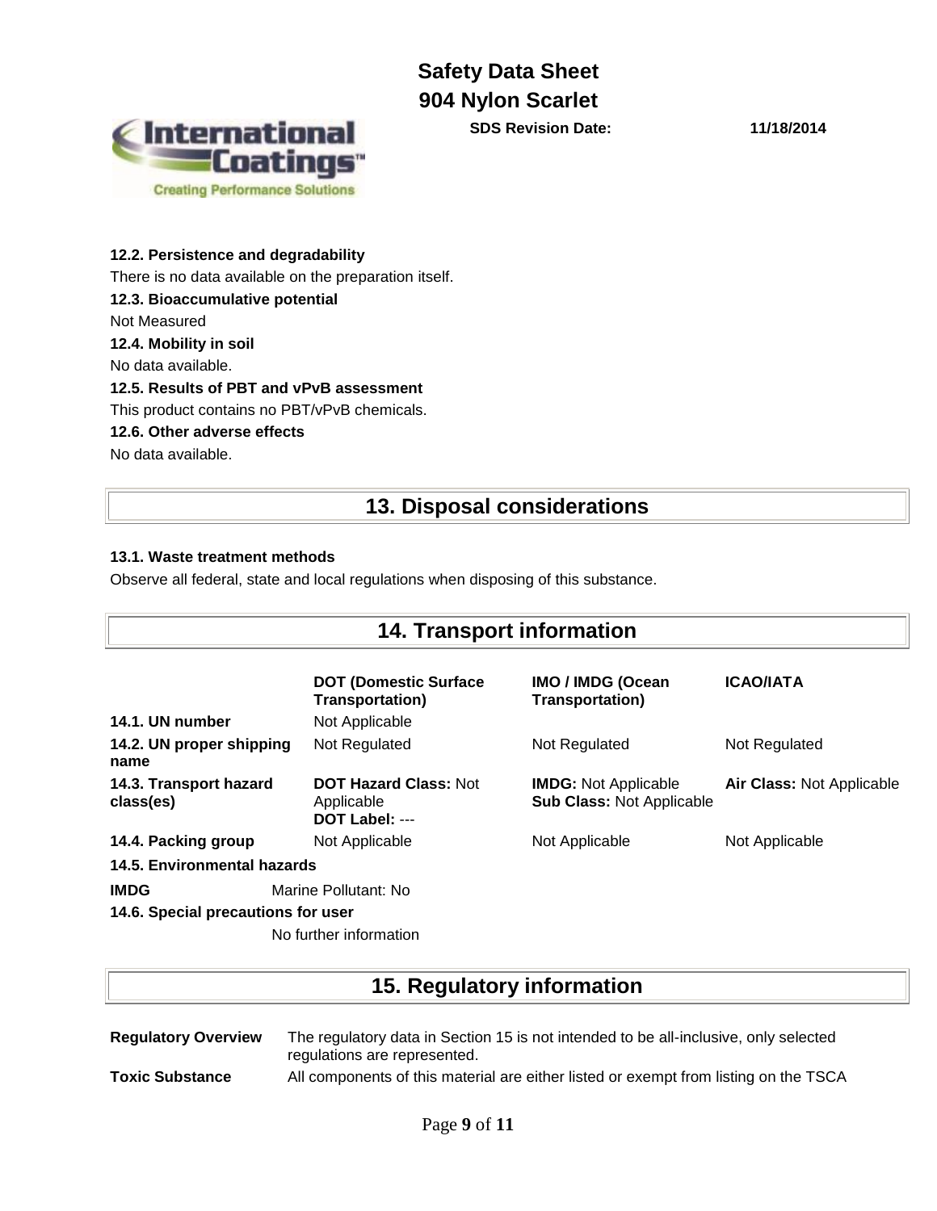#### 12.2. Persistence and degradability

There is no data available on the preparation itself.

#### 12.3. Bioaccumulative potential

Not Measured

#### 12.4. Mobility in soil

No data available.

#### 12.5. Results of PBT and vPvB assessment

This product contains no PBT/vPvB chemicals.

#### 12.6. Other adverse effects

No data available.

## 13. Disposal considerations

#### 13.1. Waste treatment methods

Observe all federal, state and local regulations when disposing of this substance.

## 14. Transport information

| | DOT (Domestic Surface Transportation) | IMO / IMDG (Ocean Transportation) | ICAO/IATA |
|---|---|---|---|
| **14.1. UN number** | Not Applicable | | |
| **14.2. UN proper shipping name** | Not Regulated | Not Regulated | Not Regulated |
| **14.3. Transport hazard class(es)** | **DOT Hazard Class:** Not Applicable **DOT Label:** --- | **IMDG:** Not Applicable **Sub Class:** Not Applicable | **Air Class:** Not Applicable |
| **14.4. Packing group** | Not Applicable | Not Applicable | Not Applicable |

**14.5. Environmental hazards**

**IMDG** Marine Pollutant: No

**14.6. Special precautions for user**

No further information

## 15. Regulatory information

**Regulatory Overview** The regulatory data in Section 15 is not intended to be all-inclusive, only selected regulations are represented.

**Toxic Substance** All components of this material are either listed or exempt from listing on the TSCA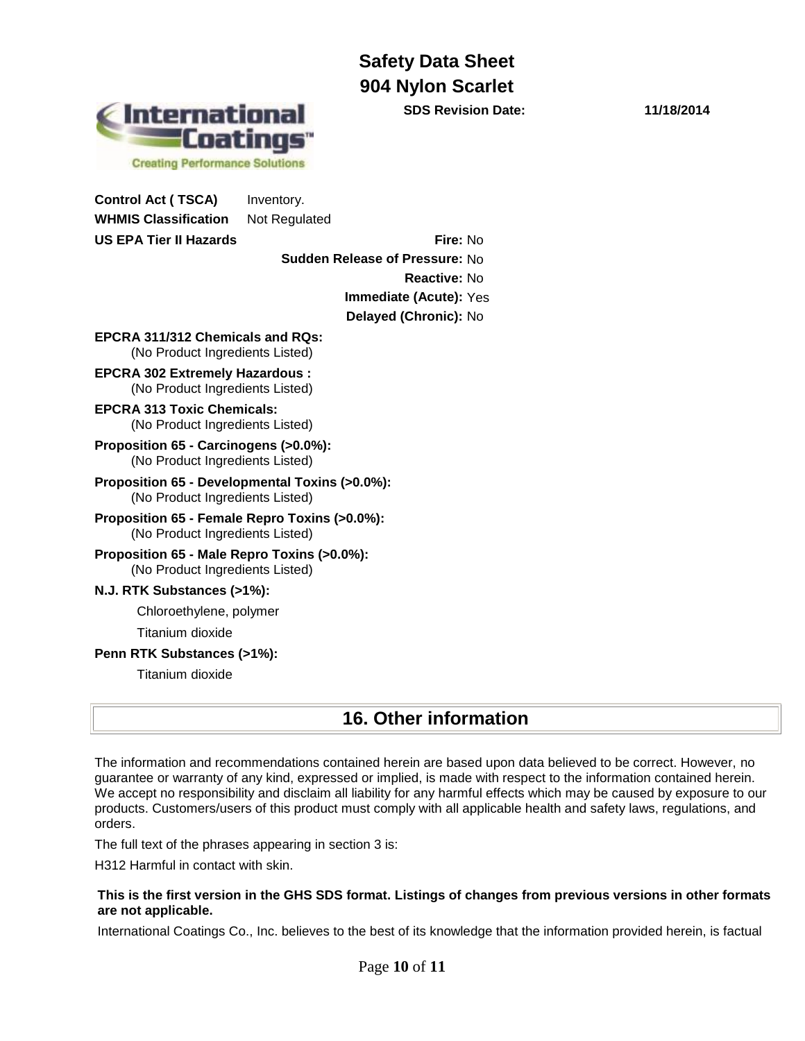**Control Act ( TSCA)** Inventory.

**WHMIS Classification** Not Regulated

**US EPA Tier II Hazards**

**Fire:** No

**Sudden Release of Pressure:** No

**Reactive:** No

**Immediate (Acute):** Yes

**Delayed (Chronic):** No

**EPCRA 311/312 Chemicals and RQs:**
(No Product Ingredients Listed)

**EPCRA 302 Extremely Hazardous :**
(No Product Ingredients Listed)

**EPCRA 313 Toxic Chemicals:**
(No Product Ingredients Listed)

**Proposition 65 - Carcinogens (>0.0%):**
(No Product Ingredients Listed)

**Proposition 65 - Developmental Toxins (>0.0%):**
(No Product Ingredients Listed)

**Proposition 65 - Female Repro Toxins (>0.0%):**
(No Product Ingredients Listed)

**Proposition 65 - Male Repro Toxins (>0.0%):**
(No Product Ingredients Listed)

**N.J. RTK Substances (>1%):**

Chloroethylene, polymer

Titanium dioxide

**Penn RTK Substances (>1%):**

Titanium dioxide

## 16. Other information

The information and recommendations contained herein are based upon data believed to be correct. However, no guarantee or warranty of any kind, expressed or implied, is made with respect to the information contained herein. We accept no responsibility and disclaim all liability for any harmful effects which may be caused by exposure to our products. Customers/users of this product must comply with all applicable health and safety laws, regulations, and orders.

The full text of the phrases appearing in section 3 is:

H312 Harmful in contact with skin.

**This is the first version in the GHS SDS format. Listings of changes from previous versions in other formats are not applicable.**

International Coatings Co., Inc. believes to the best of its knowledge that the information provided herein, is factual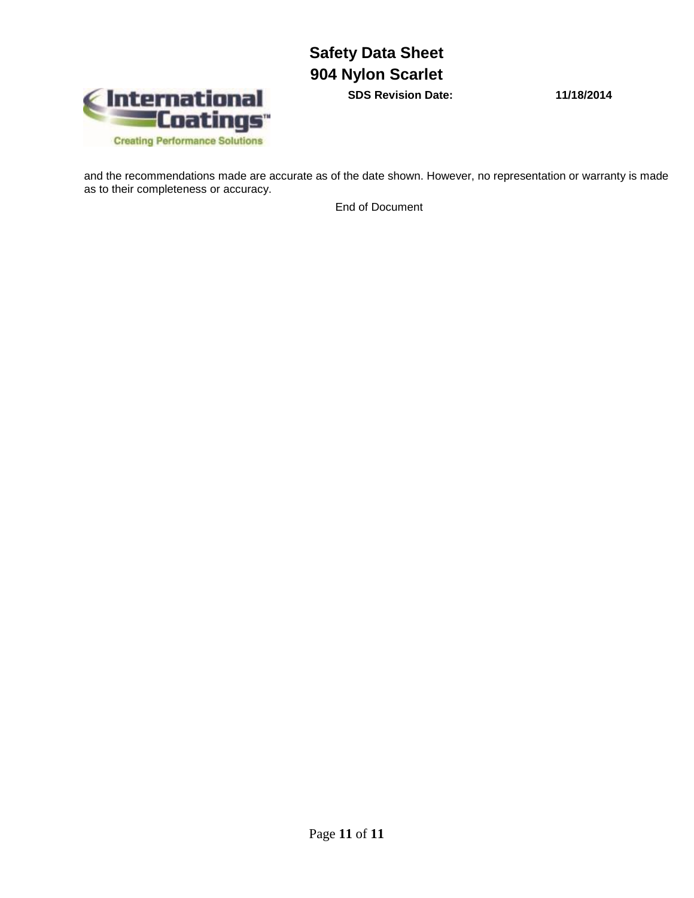and the recommendations made are accurate as of the date shown. However, no representation or warranty is made as to their completeness or accuracy.

End of Document